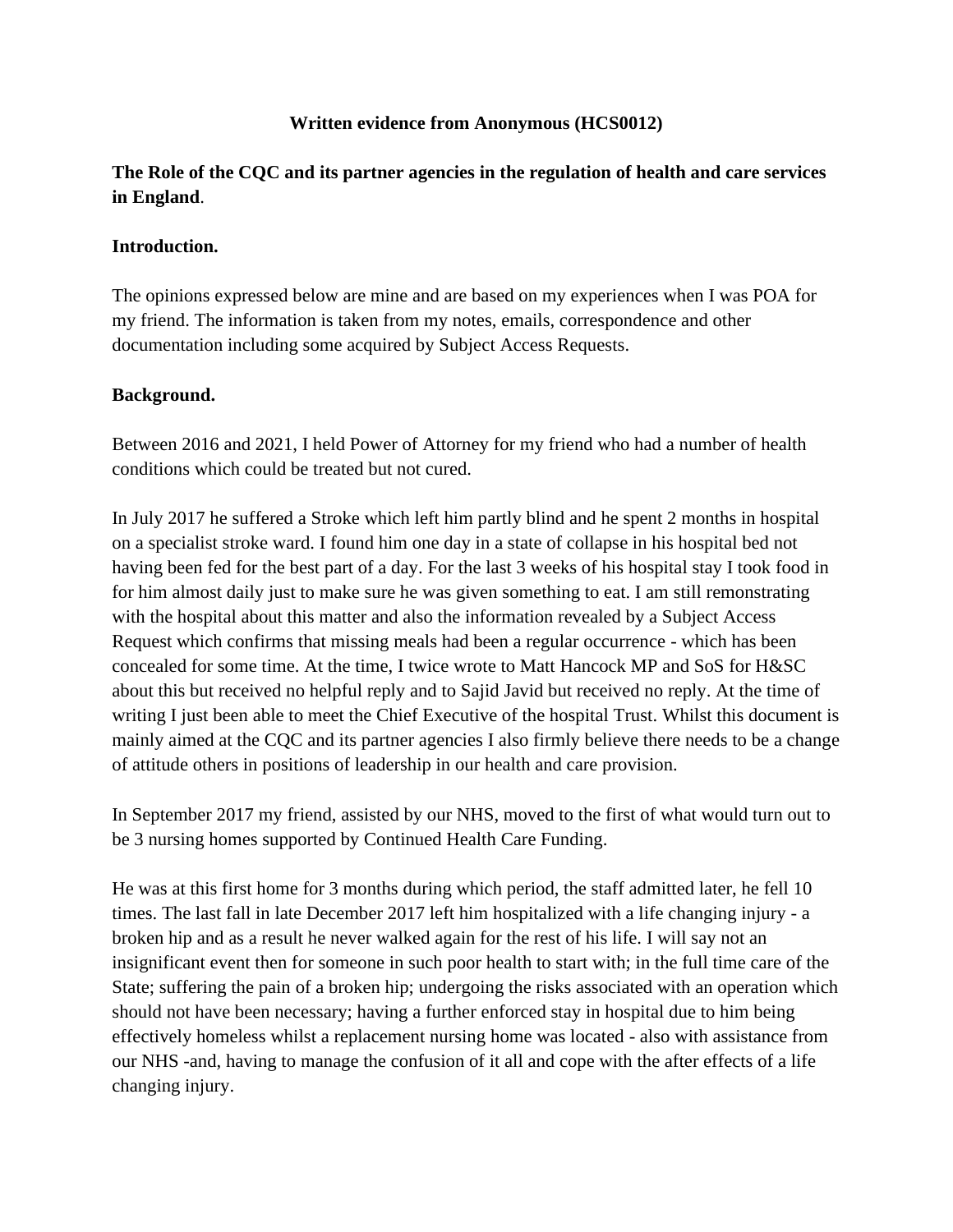**Written evidence from Anonymous (HCS0012)**

**The Role of the CQC and its partner agencies in the regulation of health and care services in England**.

**Introduction.**

The opinions expressed below are mine and are based on my experiences when I was POA for my friend. The information is taken from my notes, emails, correspondence and other documentation including some acquired by Subject Access Requests.

**Background.**

Between 2016 and 2021, I held Power of Attorney for my friend who had a number of health conditions which could be treated but not cured.

In July 2017 he suffered a Stroke which left him partly blind and he spent 2 months in hospital on a specialist stroke ward. I found him one day in a state of collapse in his hospital bed not having been fed for the best part of a day. For the last 3 weeks of his hospital stay I took food in for him almost daily just to make sure he was given something to eat. I am still remonstrating with the hospital about this matter and also the information revealed by a Subject Access Request which confirms that missing meals had been a regular occurrence - which has been concealed for some time. At the time, I twice wrote to Matt Hancock MP and SoS for H&SC about this but received no helpful reply and to Sajid Javid but received no reply. At the time of writing I just been able to meet the Chief Executive of the hospital Trust. Whilst this document is mainly aimed at the CQC and its partner agencies I also firmly believe there needs to be a change of attitude others in positions of leadership in our health and care provision.

In September 2017 my friend, assisted by our NHS, moved to the first of what would turn out to be 3 nursing homes supported by Continued Health Care Funding.

He was at this first home for 3 months during which period, the staff admitted later, he fell 10 times. The last fall in late December 2017 left him hospitalized with a life changing injury - a broken hip and as a result he never walked again for the rest of his life. I will say not an insignificant event then for someone in such poor health to start with; in the full time care of the State; suffering the pain of a broken hip; undergoing the risks associated with an operation which should not have been necessary; having a further enforced stay in hospital due to him being effectively homeless whilst a replacement nursing home was located - also with assistance from our NHS -and, having to manage the confusion of it all and cope with the after effects of a life changing injury.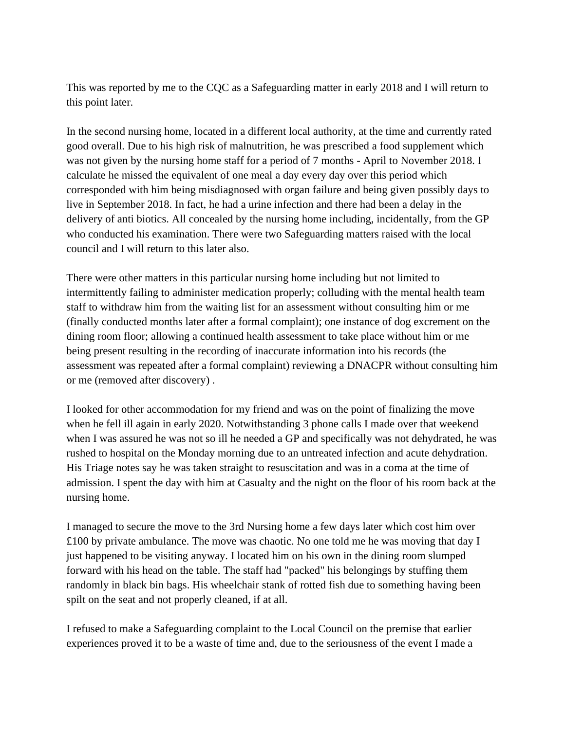This was reported by me to the CQC as a Safeguarding matter in early 2018 and I will return to this point later.

In the second nursing home, located in a different local authority, at the time and currently rated good overall. Due to his high risk of malnutrition, he was prescribed a food supplement which was not given by the nursing home staff for a period of 7 months - April to November 2018. I calculate he missed the equivalent of one meal a day every day over this period which corresponded with him being misdiagnosed with organ failure and being given possibly days to live in September 2018. In fact, he had a urine infection and there had been a delay in the delivery of anti biotics. All concealed by the nursing home including, incidentally, from the GP who conducted his examination. There were two Safeguarding matters raised with the local council and I will return to this later also.

There were other matters in this particular nursing home including but not limited to intermittently failing to administer medication properly; colluding with the mental health team staff to withdraw him from the waiting list for an assessment without consulting him or me (finally conducted months later after a formal complaint); one instance of dog excrement on the dining room floor; allowing a continued health assessment to take place without him or me being present resulting in the recording of inaccurate information into his records (the assessment was repeated after a formal complaint) reviewing a DNACPR without consulting him or me (removed after discovery) .

I looked for other accommodation for my friend and was on the point of finalizing the move when he fell ill again in early 2020. Notwithstanding 3 phone calls I made over that weekend when I was assured he was not so ill he needed a GP and specifically was not dehydrated, he was rushed to hospital on the Monday morning due to an untreated infection and acute dehydration. His Triage notes say he was taken straight to resuscitation and was in a coma at the time of admission. I spent the day with him at Casualty and the night on the floor of his room back at the nursing home.

I managed to secure the move to the 3rd Nursing home a few days later which cost him over £100 by private ambulance. The move was chaotic. No one told me he was moving that day I just happened to be visiting anyway. I located him on his own in the dining room slumped forward with his head on the table. The staff had "packed" his belongings by stuffing them randomly in black bin bags. His wheelchair stank of rotted fish due to something having been spilt on the seat and not properly cleaned, if at all.

I refused to make a Safeguarding complaint to the Local Council on the premise that earlier experiences proved it to be a waste of time and, due to the seriousness of the event I made a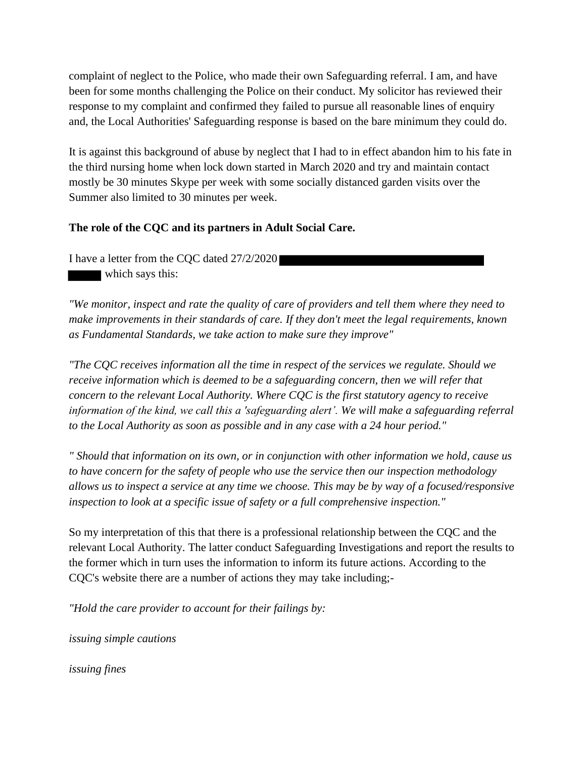complaint of neglect to the Police, who made their own Safeguarding referral. I am, and have been for some months challenging the Police on their conduct. My solicitor has reviewed their response to my complaint and confirmed they failed to pursue all reasonable lines of enquiry and, the Local Authorities' Safeguarding response is based on the bare minimum they could do.

It is against this background of abuse by neglect that I had to in effect abandon him to his fate in the third nursing home when lock down started in March 2020 and try and maintain contact mostly be 30 minutes Skype per week with some socially distanced garden visits over the Summer also limited to 30 minutes per week.

**The role of the CQC and its partners in Adult Social Care.**

I have a letter from the CQC dated 27/2/2020 ████████████████████ ███ which says this:

*"We monitor, inspect and rate the quality of care of providers and tell them where they need to make improvements in their standards of care. If they don't meet the legal requirements, known as Fundamental Standards, we take action to make sure they improve"*

*"The CQC receives information all the time in respect of the services we regulate. Should we receive information which is deemed to be a safeguarding concern, then we will refer that concern to the relevant Local Authority. Where CQC is the first statutory agency to receive information of the kind, we call this a 'safeguarding alert'. We will make a safeguarding referral to the Local Authority as soon as possible and in any case with a 24 hour period."*

*" Should that information on its own, or in conjunction with other information we hold, cause us to have concern for the safety of people who use the service then our inspection methodology allows us to inspect a service at any time we choose. This may be by way of a focused/responsive inspection to look at a specific issue of safety or a full comprehensive inspection."*

So my interpretation of this that there is a professional relationship between the CQC and the relevant Local Authority. The latter conduct Safeguarding Investigations and report the results to the former which in turn uses the information to inform its future actions. According to the CQC's website there are a number of actions they may take including;-

*"Hold the care provider to account for their failings by:*

*issuing simple cautions*

*issuing fines*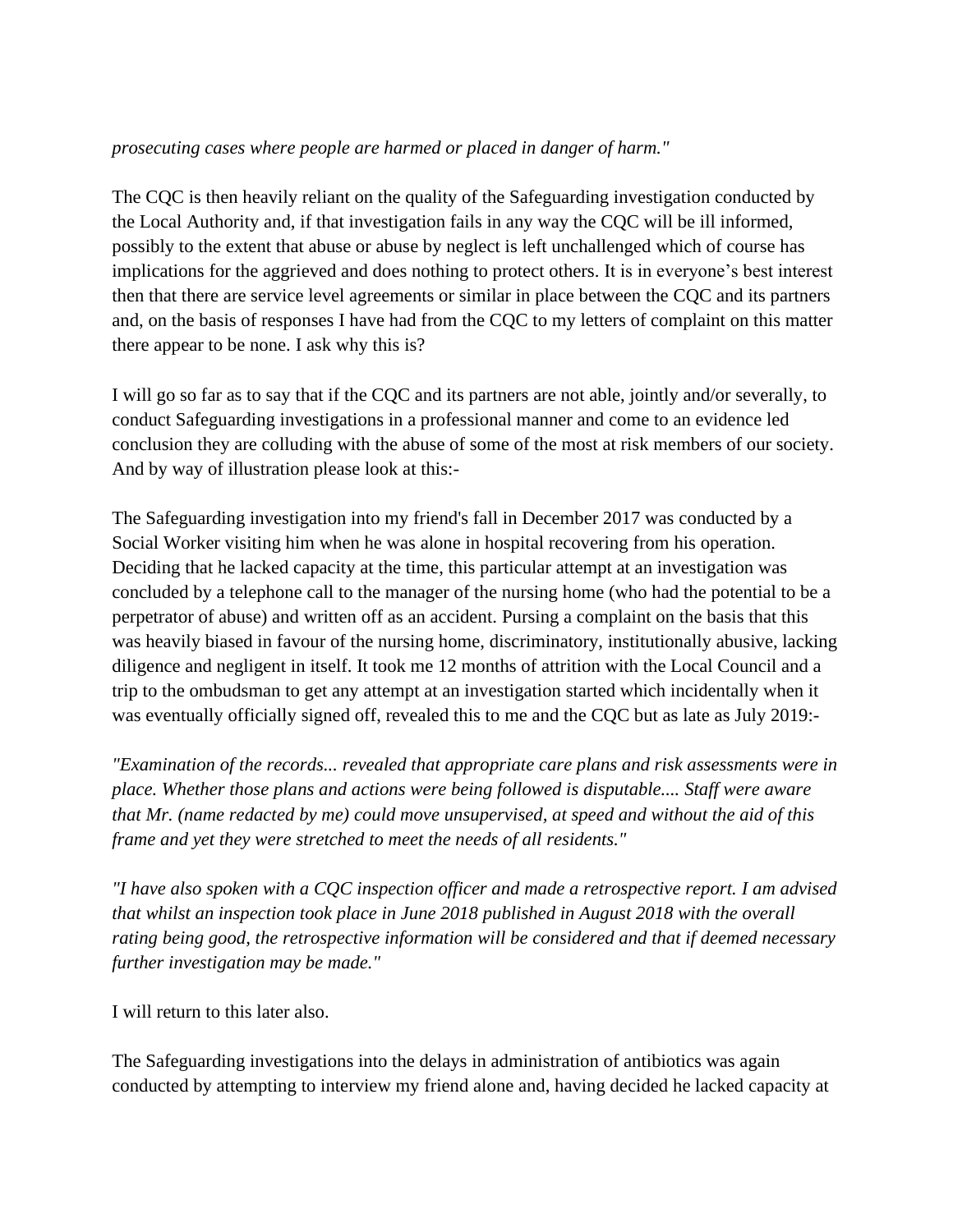*prosecuting cases where people are harmed or placed in danger of harm."*

The CQC is then heavily reliant on the quality of the Safeguarding investigation conducted by the Local Authority and, if that investigation fails in any way the CQC will be ill informed, possibly to the extent that abuse or abuse by neglect is left unchallenged which of course has implications for the aggrieved and does nothing to protect others. It is in everyone's best interest then that there are service level agreements or similar in place between the CQC and its partners and, on the basis of responses I have had from the CQC to my letters of complaint on this matter there appear to be none. I ask why this is?

I will go so far as to say that if the CQC and its partners are not able, jointly and/or severally, to conduct Safeguarding investigations in a professional manner and come to an evidence led conclusion they are colluding with the abuse of some of the most at risk members of our society. And by way of illustration please look at this:-

The Safeguarding investigation into my friend's fall in December 2017 was conducted by a Social Worker visiting him when he was alone in hospital recovering from his operation. Deciding that he lacked capacity at the time, this particular attempt at an investigation was concluded by a telephone call to the manager of the nursing home (who had the potential to be a perpetrator of abuse) and written off as an accident. Pursing a complaint on the basis that this was heavily biased in favour of the nursing home, discriminatory, institutionally abusive, lacking diligence and negligent in itself. It took me 12 months of attrition with the Local Council and a trip to the ombudsman to get any attempt at an investigation started which incidentally when it was eventually officially signed off, revealed this to me and the CQC but as late as July 2019:-

*"Examination of the records... revealed that appropriate care plans and risk assessments were in place. Whether those plans and actions were being followed is disputable.... Staff were aware that Mr. (name redacted by me) could move unsupervised, at speed and without the aid of this frame and yet they were stretched to meet the needs of all residents."*

*"I have also spoken with a CQC inspection officer and made a retrospective report. I am advised that whilst an inspection took place in June 2018 published in August 2018 with the overall rating being good, the retrospective information will be considered and that if deemed necessary further investigation may be made."*

I will return to this later also.

The Safeguarding investigations into the delays in administration of antibiotics was again conducted by attempting to interview my friend alone and, having decided he lacked capacity at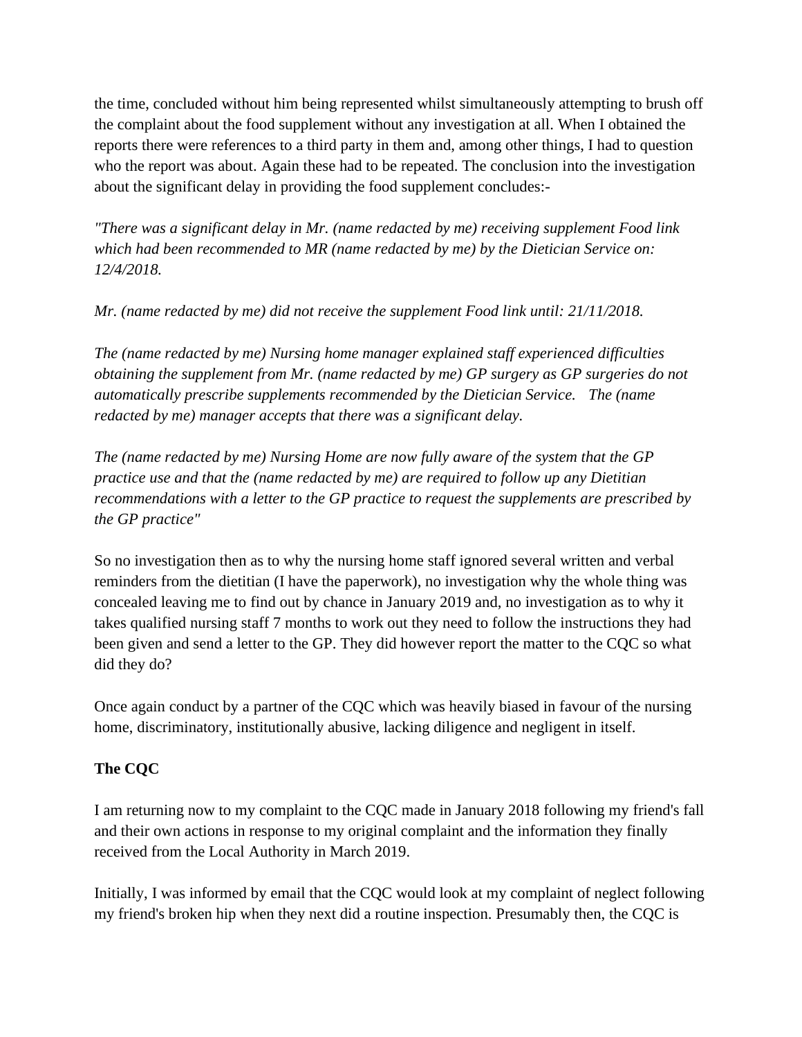the time, concluded without him being represented whilst simultaneously attempting to brush off the complaint about the food supplement without any investigation at all. When I obtained the reports there were references to a third party in them and, among other things, I had to question who the report was about. Again these had to be repeated. The conclusion into the investigation about the significant delay in providing the food supplement concludes:-

*"There was a significant delay in Mr. (name redacted by me) receiving supplement Food link which had been recommended to MR (name redacted by me) by the Dietician Service on: 12/4/2018.*

*Mr. (name redacted by me) did not receive the supplement Food link until: 21/11/2018.*

*The (name redacted by me) Nursing home manager explained staff experienced difficulties obtaining the supplement from Mr. (name redacted by me) GP surgery as GP surgeries do not automatically prescribe supplements recommended by the Dietician Service. The (name redacted by me) manager accepts that there was a significant delay.*

*The (name redacted by me) Nursing Home are now fully aware of the system that the GP practice use and that the (name redacted by me) are required to follow up any Dietitian recommendations with a letter to the GP practice to request the supplements are prescribed by the GP practice"*

So no investigation then as to why the nursing home staff ignored several written and verbal reminders from the dietitian (I have the paperwork), no investigation why the whole thing was concealed leaving me to find out by chance in January 2019 and, no investigation as to why it takes qualified nursing staff 7 months to work out they need to follow the instructions they had been given and send a letter to the GP. They did however report the matter to the CQC so what did they do?

Once again conduct by a partner of the CQC which was heavily biased in favour of the nursing home, discriminatory, institutionally abusive, lacking diligence and negligent in itself.

**The CQC**

I am returning now to my complaint to the CQC made in January 2018 following my friend's fall and their own actions in response to my original complaint and the information they finally received from the Local Authority in March 2019.

Initially, I was informed by email that the CQC would look at my complaint of neglect following my friend's broken hip when they next did a routine inspection. Presumably then, the CQC is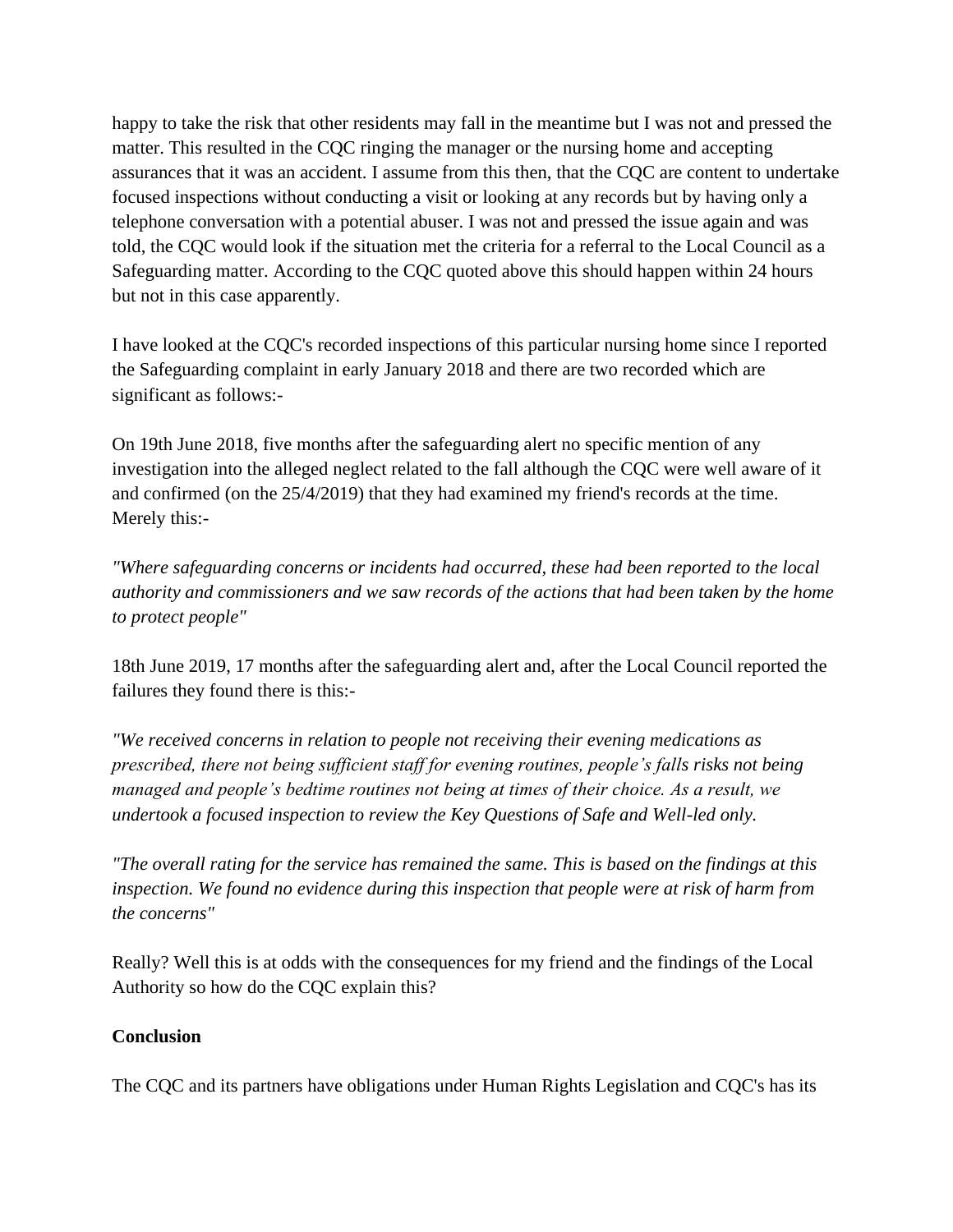happy to take the risk that other residents may fall in the meantime but I was not and pressed the matter. This resulted in the CQC ringing the manager or the nursing home and accepting assurances that it was an accident. I assume from this then, that the CQC are content to undertake focused inspections without conducting a visit or looking at any records but by having only a telephone conversation with a potential abuser. I was not and pressed the issue again and was told, the CQC would look if the situation met the criteria for a referral to the Local Council as a Safeguarding matter. According to the CQC quoted above this should happen within 24 hours but not in this case apparently.

I have looked at the CQC's recorded inspections of this particular nursing home since I reported the Safeguarding complaint in early January 2018 and there are two recorded which are significant as follows:-

On 19th June 2018, five months after the safeguarding alert no specific mention of any investigation into the alleged neglect related to the fall although the CQC were well aware of it and confirmed (on the 25/4/2019) that they had examined my friend's records at the time. Merely this:-

*"Where safeguarding concerns or incidents had occurred, these had been reported to the local authority and commissioners and we saw records of the actions that had been taken by the home to protect people"*

18th June 2019, 17 months after the safeguarding alert and, after the Local Council reported the failures they found there is this:-

*"We received concerns in relation to people not receiving their evening medications as prescribed, there not being sufficient staff for evening routines, people's falls risks not being managed and people's bedtime routines not being at times of their choice. As a result, we undertook a focused inspection to review the Key Questions of Safe and Well-led only.*

*"The overall rating for the service has remained the same. This is based on the findings at this inspection. We found no evidence during this inspection that people were at risk of harm from the concerns"*

Really? Well this is at odds with the consequences for my friend and the findings of the Local Authority so how do the CQC explain this?

**Conclusion**

The CQC and its partners have obligations under Human Rights Legislation and CQC's has its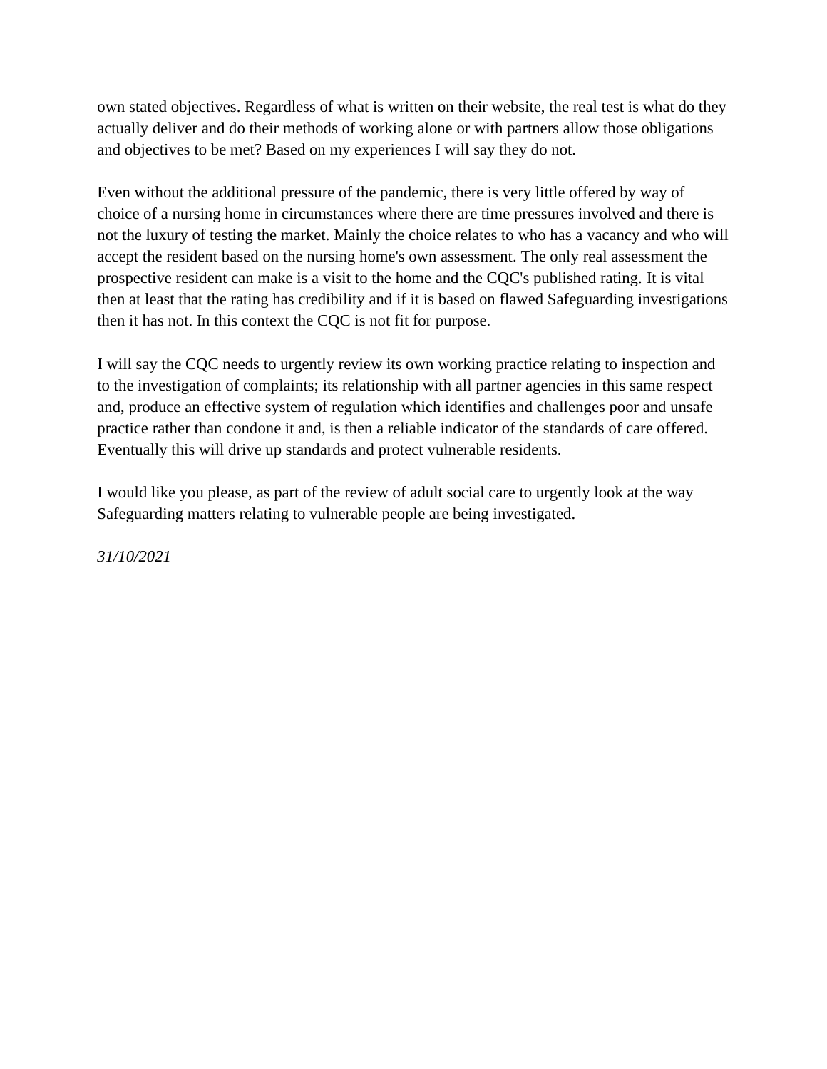own stated objectives. Regardless of what is written on their website, the real test is what do they actually deliver and do their methods of working alone or with partners allow those obligations and objectives to be met? Based on my experiences I will say they do not.

Even without the additional pressure of the pandemic, there is very little offered by way of choice of a nursing home in circumstances where there are time pressures involved and there is not the luxury of testing the market. Mainly the choice relates to who has a vacancy and who will accept the resident based on the nursing home's own assessment. The only real assessment the prospective resident can make is a visit to the home and the CQC's published rating. It is vital then at least that the rating has credibility and if it is based on flawed Safeguarding investigations then it has not. In this context the CQC is not fit for purpose.

I will say the CQC needs to urgently review its own working practice relating to inspection and to the investigation of complaints; its relationship with all partner agencies in this same respect and, produce an effective system of regulation which identifies and challenges poor and unsafe practice rather than condone it and, is then a reliable indicator of the standards of care offered. Eventually this will drive up standards and protect vulnerable residents.

I would like you please, as part of the review of adult social care to urgently look at the way Safeguarding matters relating to vulnerable people are being investigated.

*31/10/2021*